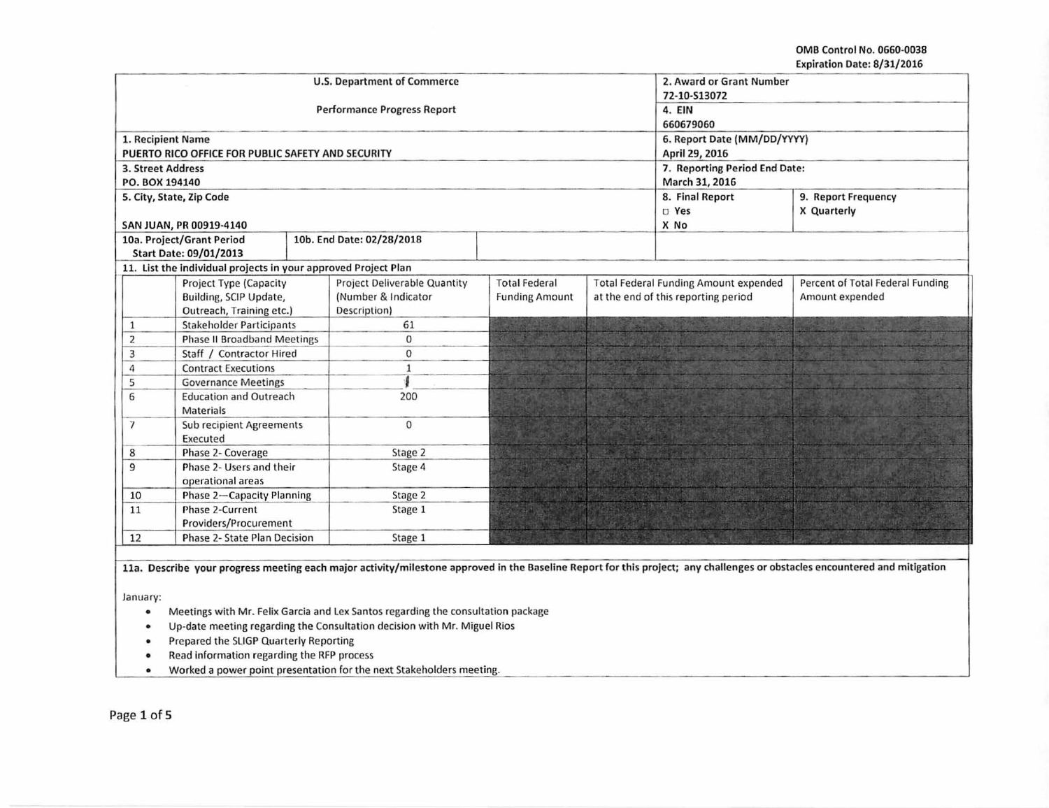OMB Control No. 0660-0038
Expiration Date: 8/31/2016

| U.S. Department of Commerce<br>Performance Progress Report | 2. Award or Grant Number<br>72-10-S13072<br>4. EIN<br>660679060 | |
|---|---|---|
| 1. Recipient Name<br>PUERTO RICO OFFICE FOR PUBLIC SAFETY AND SECURITY | 6. Report Date (MM/DD/YYYY)<br>April 29, 2016 | |
| 3. Street Address<br>PO. BOX 194140 | 7. Reporting Period End Date:<br>March 31, 2016 | |
| 5. City, State, Zip Code<br>SAN JUAN, PR 00919-4140 | 8. Final Report<br>□ Yes<br>X No | 9. Report Frequency<br>X Quarterly |
| 10a. Project/Grant Period<br>Start Date: 09/01/2013 | 10b. End Date: 02/28/2018 | |

11. List the individual projects in your approved Project Plan

| | Project Type (Capacity Building, SCIP Update, Outreach, Training etc.) | Project Deliverable Quantity (Number & Indicator Description) | Total Federal Funding Amount | Total Federal Funding Amount expended at the end of this reporting period | Percent of Total Federal Funding Amount expended |
|---|---|---|---|---|---|
| 1 | Stakeholder Participants | 61 | | | |
| 2 | Phase II Broadband Meetings | 0 | | | |
| 3 | Staff / Contractor Hired | 0 | | | |
| 4 | Contract Executions | 1 | | | |
| 5 | Governance Meetings | 1 | | | |
| 6 | Education and Outreach Materials | 200 | | | |
| 7 | Sub recipient Agreements Executed | 0 | | | |
| 8 | Phase 2- Coverage | Stage 2 | | | |
| 9 | Phase 2- Users and their operational areas | Stage 4 | | | |
| 10 | Phase 2—Capacity Planning | Stage 2 | | | |
| 11 | Phase 2-Current Providers/Procurement | Stage 1 | | | |
| 12 | Phase 2- State Plan Decision | Stage 1 | | | |

**11a. Describe your progress meeting each major activity/milestone approved in the Baseline Report for this project; any challenges or obstacles encountered and mitigation**

January:

- Meetings with Mr. Felix Garcia and Lex Santos regarding the consultation package
- Up-date meeting regarding the Consultation decision with Mr. Miguel Rios
- Prepared the SLIGP Quarterly Reporting
- Read information regarding the RFP process
- Worked a power point presentation for the next Stakeholders meeting.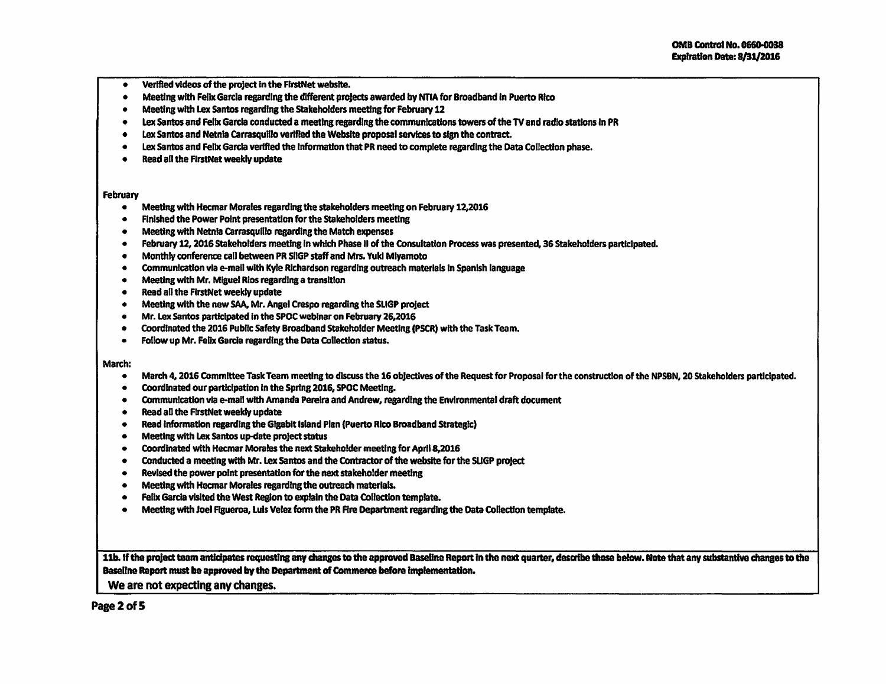- Verified videos of the project in the FirstNet website.
- Meeting with Felix Garcia regarding the different projects awarded by NTIA for Broadband in Puerto Rico
- Meeting with Lex Santos regarding the Stakeholders meeting for February 12
- Lex Santos and Felix Garcia conducted a meeting regarding the communications towers of the TV and radio stations in PR
- Lex Santos and Netnia Carrasquillo verified the Website proposal services to sign the contract.
- Lex Santos and Felix Garcia verified the information that PR need to complete regarding the Data Collection phase.
- Read all the FirstNet weekly update

February

- Meeting with Hecmar Morales regarding the stakeholders meeting on February 12,2016
- Finished the Power Point presentation for the Stakeholders meeting
- Meeting with Netnia Carrasquillo regarding the Match expenses
- February 12, 2016 Stakeholders meeting in which Phase II of the Consultation Process was presented, 36 Stakeholders participated.
- Monthly conference call between PR SIGP staff and Mrs. Yuki Miyamoto
- Communication via e-mail with Kyle Richardson regarding outreach materials in Spanish language
- Meeting with Mr. Miguel Rios regarding a transition
- Read all the FirstNet weekly update
- Meeting with the new SAA, Mr. Angel Crespo regarding the SLIGP project
- Mr. Lex Santos participated in the SPOC webinar on February 26,2016
- Coordinated the 2016 Public Safety Broadband Stakeholder Meeting (PSCR) with the Task Team.
- Follow up Mr. Felix Garcia regarding the Data Collection status.

March:

- March 4, 2016 Committee Task Team meeting to discuss the 16 objectives of the Request for Proposal for the construction of the NPSBN, 20 Stakeholders participated.
- Coordinated our participation in the Spring 2016, SPOC Meeting.
- Communication via e-mail with Amanda Pereira and Andrew, regarding the Environmental draft document
- Read all the FirstNet weekly update
- Read information regarding the Gigabit Island Plan (Puerto Rico Broadband Strategic)
- Meeting with Lex Santos up-date project status
- Coordinated with Hecmar Morales the next Stakeholder meeting for April 8,2016
- Conducted a meeting with Mr. Lex Santos and the Contractor of the website for the SLIGP project
- Revised the power point presentation for the next stakeholder meeting
- Meeting with Hecmar Morales regarding the outreach materials.
- Felix Garcia visited the West Region to explain the Data Collection template.
- Meeting with Joel Figueroa, Luis Velez form the PR Fire Department regarding the Data Collection template.

**11b. If the project team anticipates requesting any changes to the approved Baseline Report in the next quarter, describe those below. Note that any substantive changes to the Baseline Report must be approved by the Department of Commerce before implementation.**

We are not expecting any changes.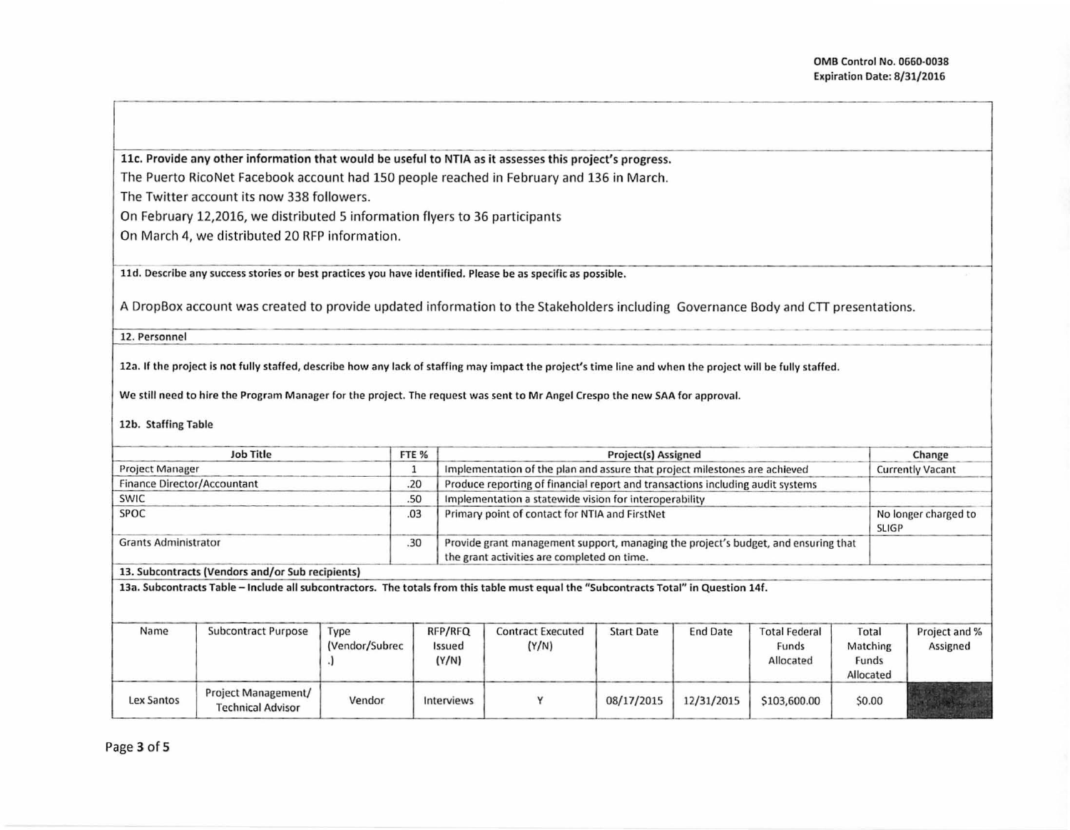**11c. Provide any other information that would be useful to NTIA as it assesses this project's progress.**

The Puerto RicoNet Facebook account had 150 people reached in February and 136 in March.

The Twitter account its now 338 followers.

On February 12,2016, we distributed 5 information flyers to 36 participants

On March 4, we distributed 20 RFP information.

**11d. Describe any success stories or best practices you have identified. Please be as specific as possible.**

A DropBox account was created to provide updated information to the Stakeholders including Governance Body and CTT presentations.

**12. Personnel**

**12a. If the project is not fully staffed, describe how any lack of staffing may impact the project's time line and when the project will be fully staffed.**

**We still need to hire the Program Manager for the project. The request was sent to Mr Angel Crespo the new SAA for approval.**

**12b. Staffing Table**

| Job Title | FTE % | Project(s) Assigned | Change |
|---|---|---|---|
| Project Manager | 1 | Implementation of the plan and assure that project milestones are achieved | Currently Vacant |
| Finance Director/Accountant | .20 | Produce reporting of financial report and transactions including audit systems | |
| SWIC | .50 | Implementation a statewide vision for interoperability | |
| SPOC | .03 | Primary point of contact for NTIA and FirstNet | No longer charged to SLIGP |
| Grants Administrator | .30 | Provide grant management support, managing the project's budget, and ensuring that the grant activities are completed on time. | |

**13. Subcontracts (Vendors and/or Sub recipients)**

**13a. Subcontracts Table – Include all subcontractors. The totals from this table must equal the "Subcontracts Total" in Question 14f.**

| Name | Subcontract Purpose | Type (Vendor/Subrec.) | RFP/RFQ Issued (Y/N) | Contract Executed (Y/N) | Start Date | End Date | Total Federal Funds Allocated | Total Matching Funds Allocated | Project and % Assigned |
|---|---|---|---|---|---|---|---|---|---|
| Lex Santos | Project Management/ Technical Advisor | Vendor | Interviews | Y | 08/17/2015 | 12/31/2015 | $103,600.00 | $0.00 | |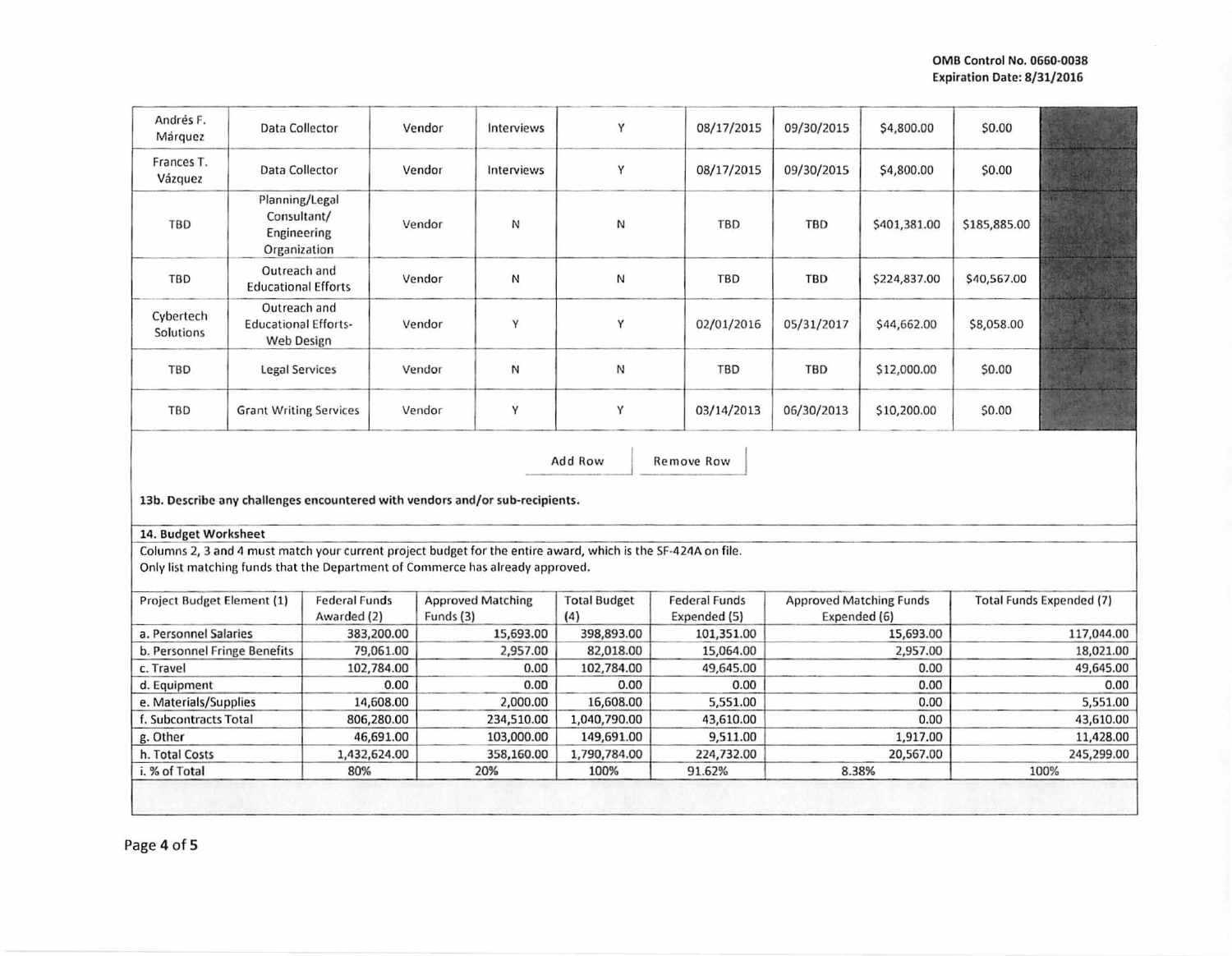OMB Control No. 0660-0038
Expiration Date: 8/31/2016

| | | | | | | | | | |
|---|---|---|---|---|---|---|---|---|---|
| Andrés F. Márquez | Data Collector | Vendor | Interviews | Y | 08/17/2015 | 09/30/2015 | $4,800.00 | $0.00 | |
| Frances T. Vázquez | Data Collector | Vendor | Interviews | Y | 08/17/2015 | 09/30/2015 | $4,800.00 | $0.00 | |
| TBD | Planning/Legal Consultant/ Engineering Organization | Vendor | N | N | TBD | TBD | $401,381.00 | $185,885.00 | |
| TBD | Outreach and Educational Efforts | Vendor | N | N | TBD | TBD | $224,837.00 | $40,567.00 | |
| Cybertech Solutions | Outreach and Educational Efforts-Web Design | Vendor | Y | Y | 02/01/2016 | 05/31/2017 | $44,662.00 | $8,058.00 | |
| TBD | Legal Services | Vendor | N | N | TBD | TBD | $12,000.00 | $0.00 | |
| TBD | Grant Writing Services | Vendor | Y | Y | 03/14/2013 | 06/30/2013 | $10,200.00 | $0.00 | |

Add Row | Remove Row

**13b. Describe any challenges encountered with vendors and/or sub-recipients.**

**14. Budget Worksheet**

Columns 2, 3 and 4 must match your current project budget for the entire award, which is the SF-424A on file.
Only list matching funds that the Department of Commerce has already approved.

| Project Budget Element (1) | Federal Funds Awarded (2) | Approved Matching Funds (3) | Total Budget (4) | Federal Funds Expended (5) | Approved Matching Funds Expended (6) | Total Funds Expended (7) |
|---|---|---|---|---|---|---|
| a. Personnel Salaries | 383,200.00 | 15,693.00 | 398,893.00 | 101,351.00 | 15,693.00 | 117,044.00 |
| b. Personnel Fringe Benefits | 79,061.00 | 2,957.00 | 82,018.00 | 15,064.00 | 2,957.00 | 18,021.00 |
| c. Travel | 102,784.00 | 0.00 | 102,784.00 | 49,645.00 | 0.00 | 49,645.00 |
| d. Equipment | 0.00 | 0.00 | 0.00 | 0.00 | 0.00 | 0.00 |
| e. Materials/Supplies | 14,608.00 | 2,000.00 | 16,608.00 | 5,551.00 | 0.00 | 5,551.00 |
| f. Subcontracts Total | 806,280.00 | 234,510.00 | 1,040,790.00 | 43,610.00 | 0.00 | 43,610.00 |
| g. Other | 46,691.00 | 103,000.00 | 149,691.00 | 9,511.00 | 1,917.00 | 11,428.00 |
| h. Total Costs | 1,432,624.00 | 358,160.00 | 1,790,784.00 | 224,732.00 | 20,567.00 | 245,299.00 |
| i. % of Total | 80% | 20% | 100% | 91.62% | 8.38% | 100% |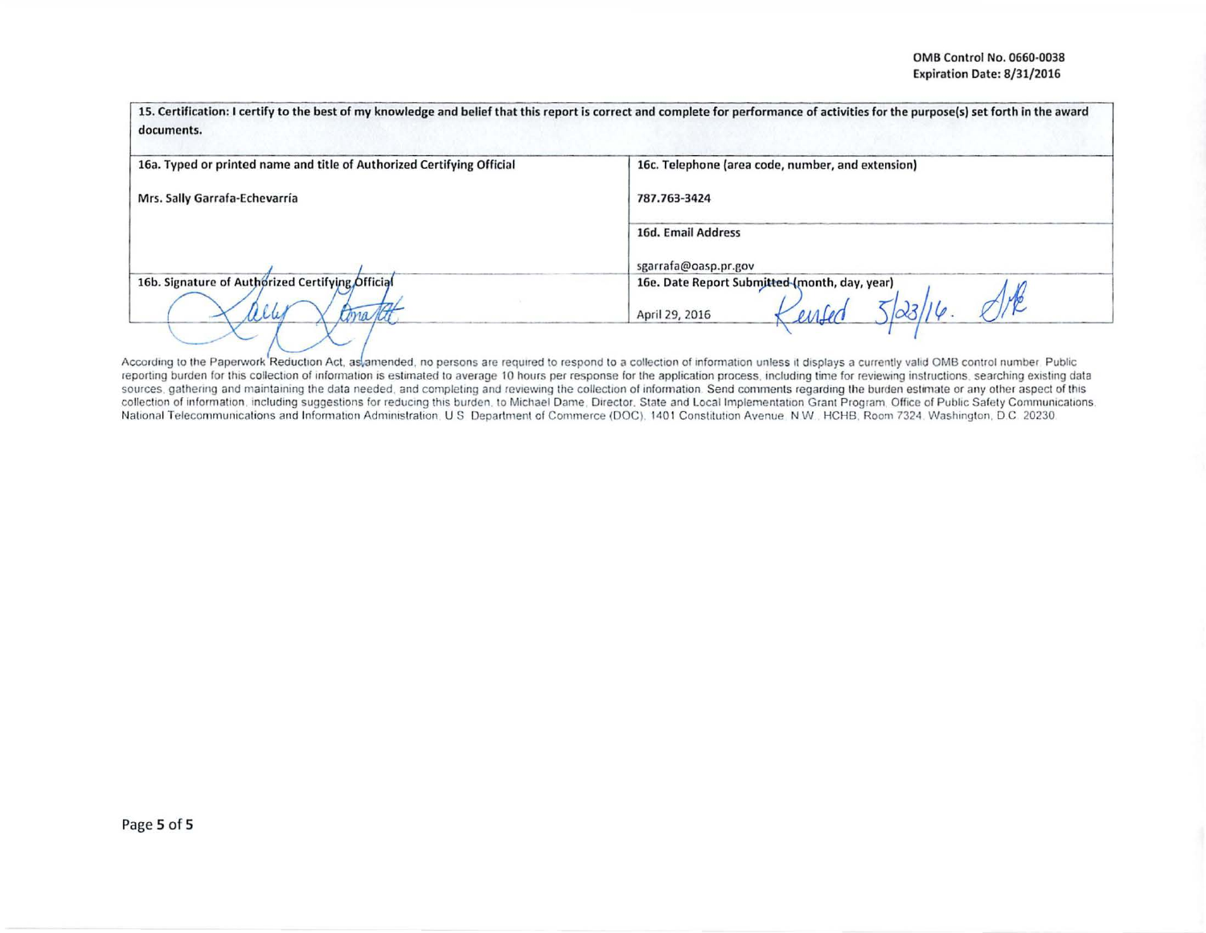OMB Control No. 0660-0038
Expiration Date: 8/31/2016

| | |
|---|---|
| **15. Certification: I certify to the best of my knowledge and belief that this report is correct and complete for performance of activities for the purpose(s) set forth in the award documents.** | |
| **16a. Typed or printed name and title of Authorized Certifying Official**<br><br>Mrs. Sally Garrafa-Echevarría | **16c. Telephone (area code, number, and extension)**<br><br>787.763-3424 |
| | **16d. Email Address**<br><br>sgarrafa@oasp.pr.gov |
| **16b. Signature of Authorized Certifying Official** | **16e. Date Report Submitted (month, day, year)**<br><br>April 29, 2016 Revised 5/23/16. |

According to the Paperwork Reduction Act, as amended, no persons are required to respond to a collection of information unless it displays a currently valid OMB control number. Public reporting burden for this collection of information is estimated to average 10 hours per response for the application process, including time for reviewing instructions, searching existing data sources, gathering and maintaining the data needed, and completing and reviewing the collection of information. Send comments regarding the burden estimate or any other aspect of this collection of information, including suggestions for reducing this burden, to Michael Dame, Director, State and Local Implementation Grant Program, Office of Public Safety Communications, National Telecommunications and Information Administration, U.S. Department of Commerce (DOC), 1401 Constitution Avenue, N.W., HCHB, Room 7324, Washington, D.C. 20230.